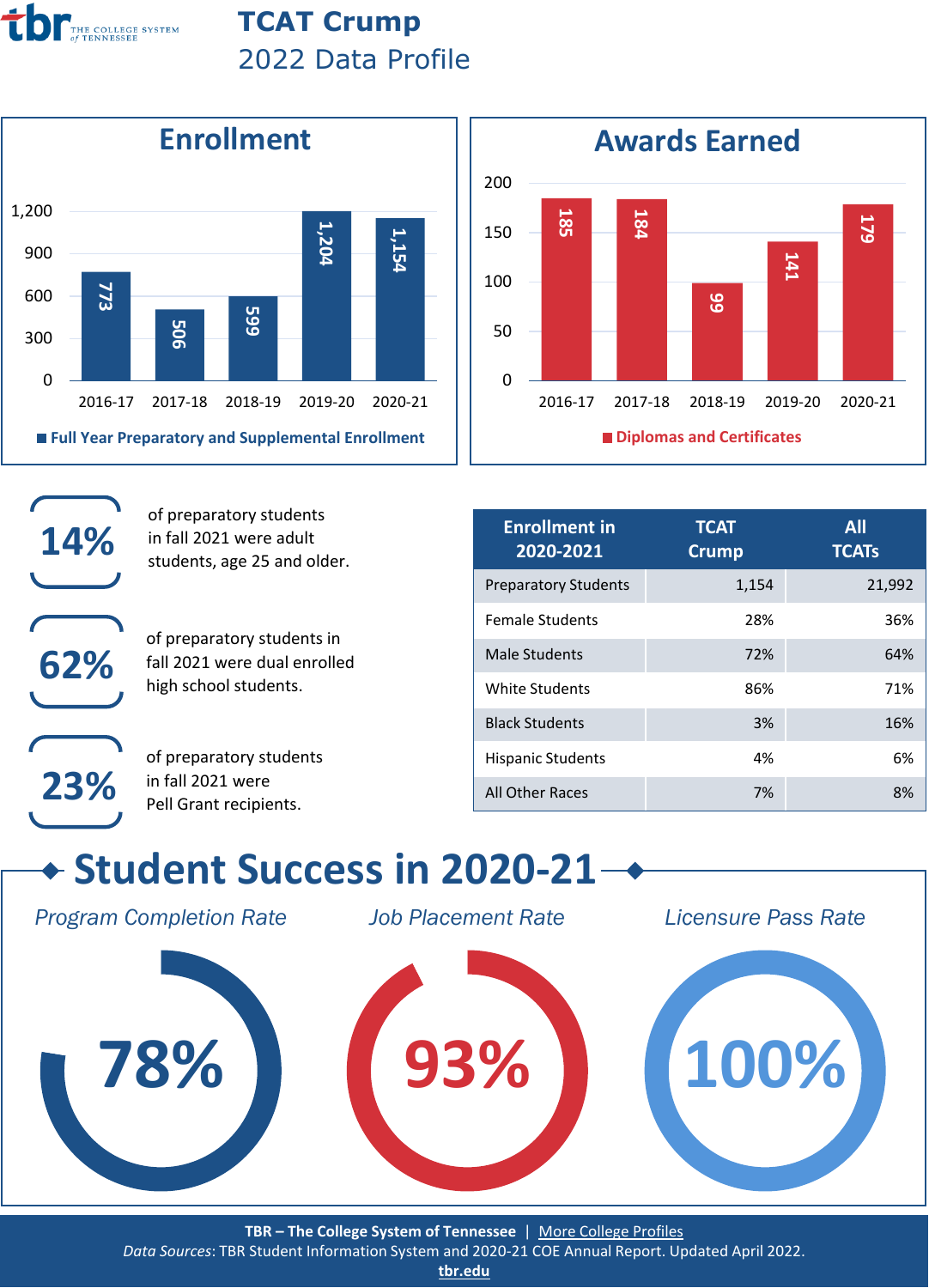# TCAT Crump

## 2022 Data Profile

### Enrollment

| Year | Full Year Preparatory and Supplemental Enrollment |
|---|---|
| 2016-17 | 773 |
| 2017-18 | 506 |
| 2018-19 | 599 |
| 2019-20 | 1,204 |
| 2020-21 | 1,154 |

### Awards Earned

| Year | Diplomas and Certificates |
|---|---|
| 2016-17 | 185 |
| 2017-18 | 184 |
| 2018-19 | 99 |
| 2019-20 | 141 |
| 2020-21 | 179 |

**14%** of preparatory students in fall 2021 were adult students, age 25 and older.

**62%** of preparatory students in fall 2021 were dual enrolled high school students.

**23%** of preparatory students in fall 2021 were Pell Grant recipients.

| Enrollment in 2020-2021 | TCAT Crump | All TCATs |
|---|---|---|
| Preparatory Students | 1,154 | 21,992 |
| Female Students | 28% | 36% |
| Male Students | 72% | 64% |
| White Students | 86% | 71% |
| Black Students | 3% | 16% |
| Hispanic Students | 4% | 6% |
| All Other Races | 7% | 8% |

## Student Success in 2020-21

*Program Completion Rate*: **78%**

*Job Placement Rate*: **93%**

*Licensure Pass Rate*: **100%**

**TBR – The College System of Tennessee** | More College Profiles

*Data Sources*: TBR Student Information System and 2020-21 COE Annual Report. Updated April 2022.

tbr.edu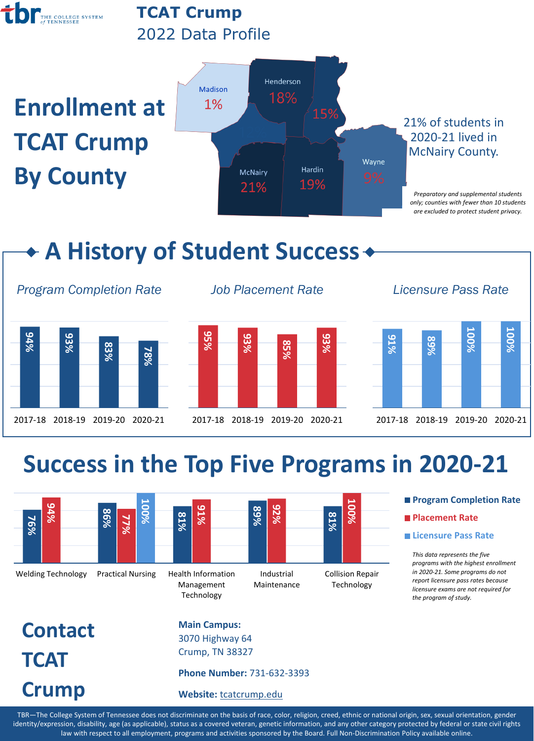# TCAT Crump

## 2022 Data Profile

## Enrollment at TCAT Crump By County

Madison
1%

Henderson
18%

15%

12%

McNairy
21%

Hardin
19%

Wayne
9%

21% of students in 2020-21 lived in McNairy County.

*Preparatory and supplemental students only; counties with fewer than 10 students are excluded to protect student privacy.*

## A History of Student Success

*Program Completion Rate*

94% 93% 83% 78%

2017-18 2018-19 2019-20 2020-21

*Job Placement Rate*

95% 93% 85% 93%

2017-18 2018-19 2019-20 2020-21

*Licensure Pass Rate*

91% 89% 100% 100%

2017-18 2018-19 2019-20 2020-21

## Success in the Top Five Programs in 2020-21

Welding Technology: 76% 94%

Practical Nursing: 86% 77% 100%

Health Information Management Technology: 81% 91%

Industrial Maintenance: 89% 92%

Collision Repair Technology: 81% 100%

**Program Completion Rate**

**Placement Rate**

**Licensure Pass Rate**

*This data represents the five programs with the highest enrollment in 2020-21. Some programs do not report licensure pass rates because licensure exams are not required for the program of study.*

## Contact TCAT Crump

**Main Campus:**
3070 Highway 64
Crump, TN 38327

**Phone Number:** 731-632-3393

**Website:** tcatcrump.edu

TBR—The College System of Tennessee does not discriminate on the basis of race, color, religion, creed, ethnic or national origin, sex, sexual orientation, gender identity/expression, disability, age (as applicable), status as a covered veteran, genetic information, and any other category protected by federal or state civil rights law with respect to all employment, programs and activities sponsored by the Board. Full Non-Discrimination Policy available online.